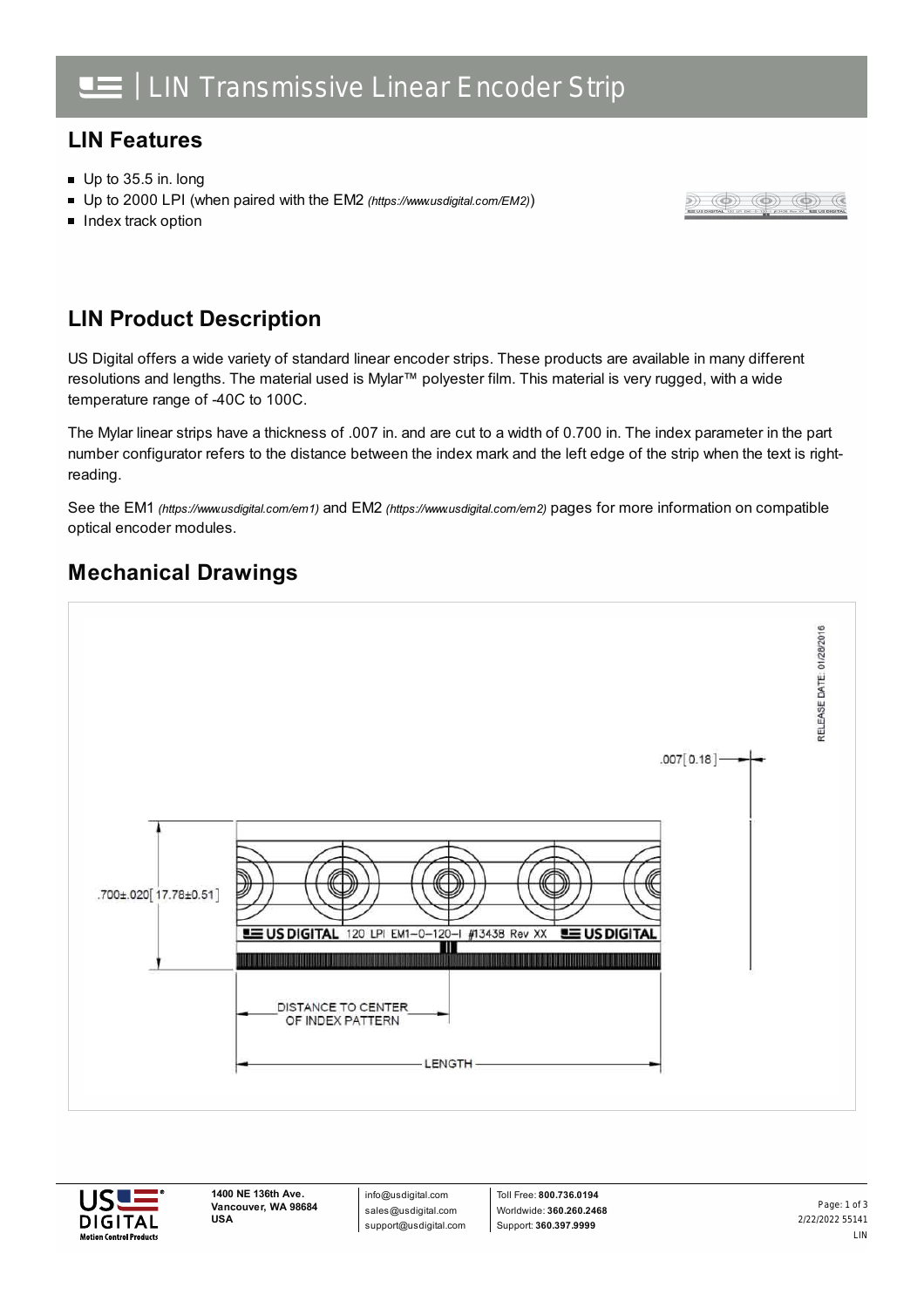# LIN Transmissive Linear Encoder Strip

## LIN Features

- Up to 35.5 in. long
- Up to 2000 LPI (when paired with the EM2 *(https://www.usdigital.com/EM2)*)
- Index track option

## LIN Product Description

US Digital offers a wide variety of standard linear encoder strips. These products are available in many different resolutions and lengths. The material used is Mylar™ polyester film. This material is very rugged, with a wide temperature range of -40C to 100C.

The Mylar linear strips have a thickness of .007 in. and are cut to a width of 0.700 in. The index parameter in the part number configurator refers to the distance between the index mark and the left edge of the strip when the text is right-reading.

See the EM1 *(https://www.usdigital.com/em1)* and EM2 *(https://www.usdigital.com/em2)* pages for more information on compatible optical encoder modules.

## Mechanical Drawings

RELEASE DATE: 01/28/2016

.007[0.18]

.700±.020[17.78±0.51]

US DIGITAL 120 LPI EM1-0-120-I #13438 Rev XX US DIGITAL

DISTANCE TO CENTER OF INDEX PATTERN

LENGTH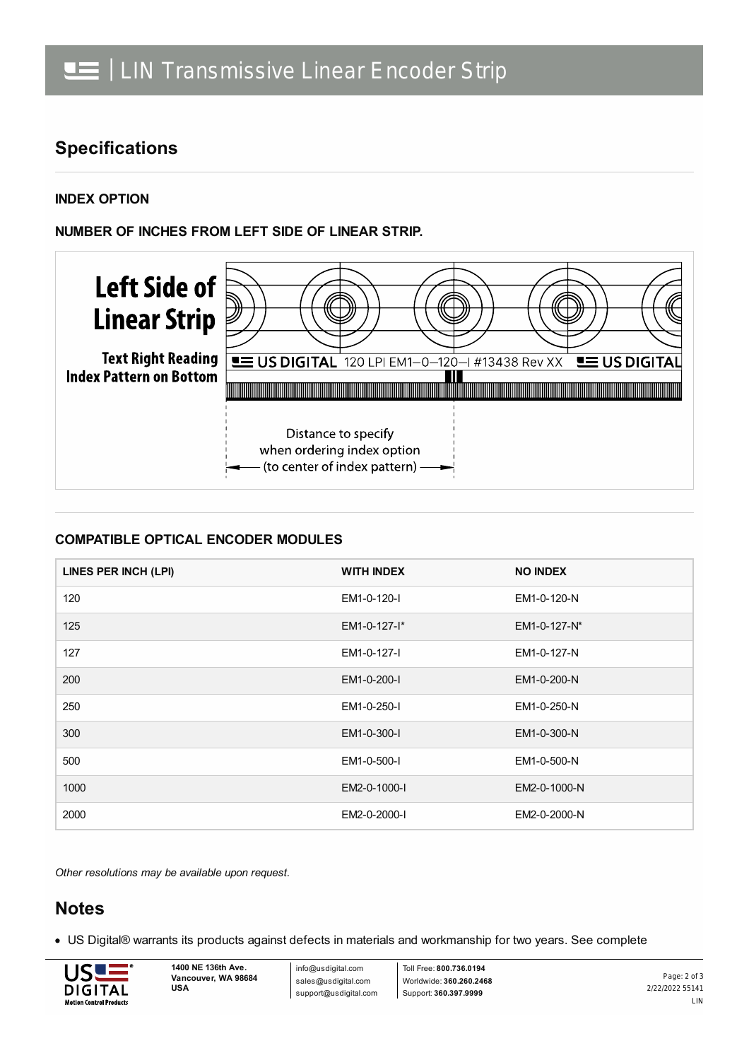## Specifications

**INDEX OPTION**

**NUMBER OF INCHES FROM LEFT SIDE OF LINEAR STRIP.**

Left Side of Linear Strip

Text Right Reading
Index Pattern on Bottom

US DIGITAL 120 LPI EM1–0–120–I #13438 Rev XX US DIGITAL

Distance to specify when ordering index option (to center of index pattern)

**COMPATIBLE OPTICAL ENCODER MODULES**

| LINES PER INCH (LPI) | WITH INDEX | NO INDEX |
|---|---|---|
| 120 | EM1-0-120-I | EM1-0-120-N |
| 125 | EM1-0-127-I* | EM1-0-127-N* |
| 127 | EM1-0-127-I | EM1-0-127-N |
| 200 | EM1-0-200-I | EM1-0-200-N |
| 250 | EM1-0-250-I | EM1-0-250-N |
| 300 | EM1-0-300-I | EM1-0-300-N |
| 500 | EM1-0-500-I | EM1-0-500-N |
| 1000 | EM2-0-1000-I | EM2-0-1000-N |
| 2000 | EM2-0-2000-I | EM2-0-2000-N |

*Other resolutions may be available upon request.*

## Notes

- US Digital® warrants its products against defects in materials and workmanship for two years. See complete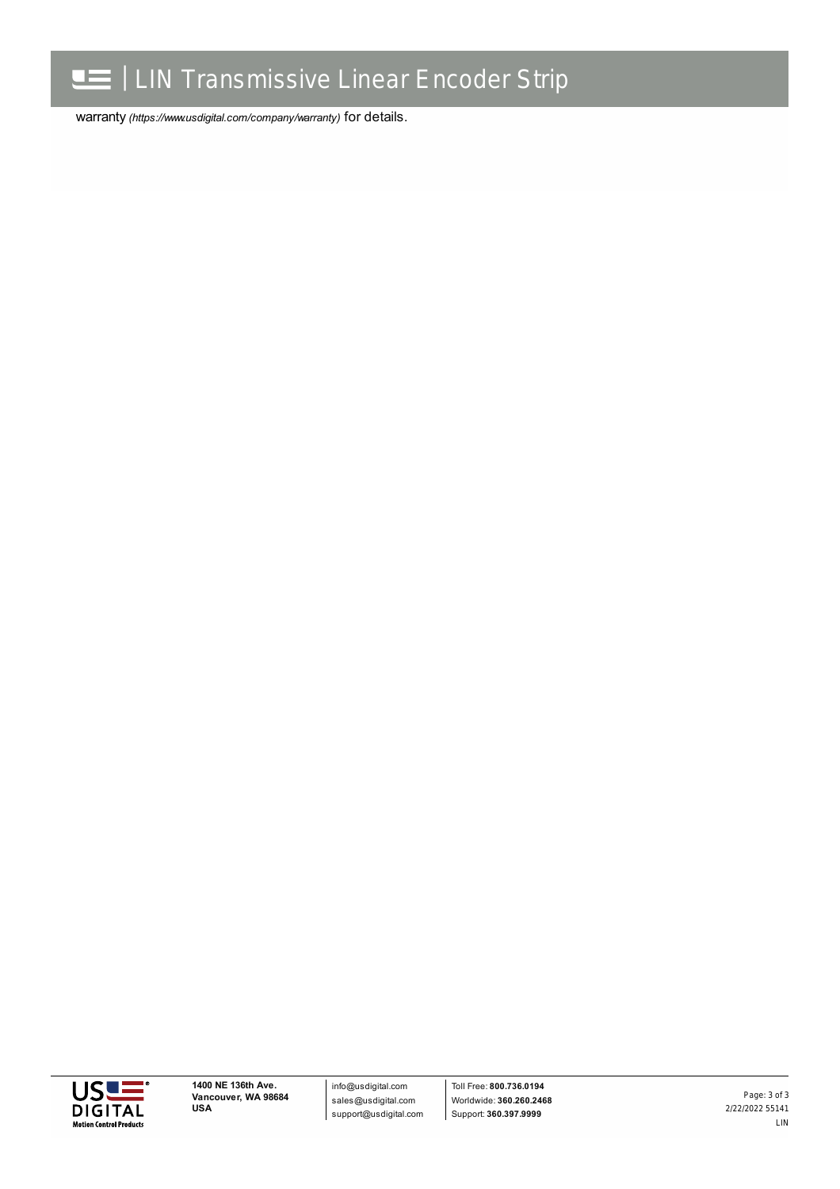warranty *(https://www.usdigital.com/company/warranty)* for details.